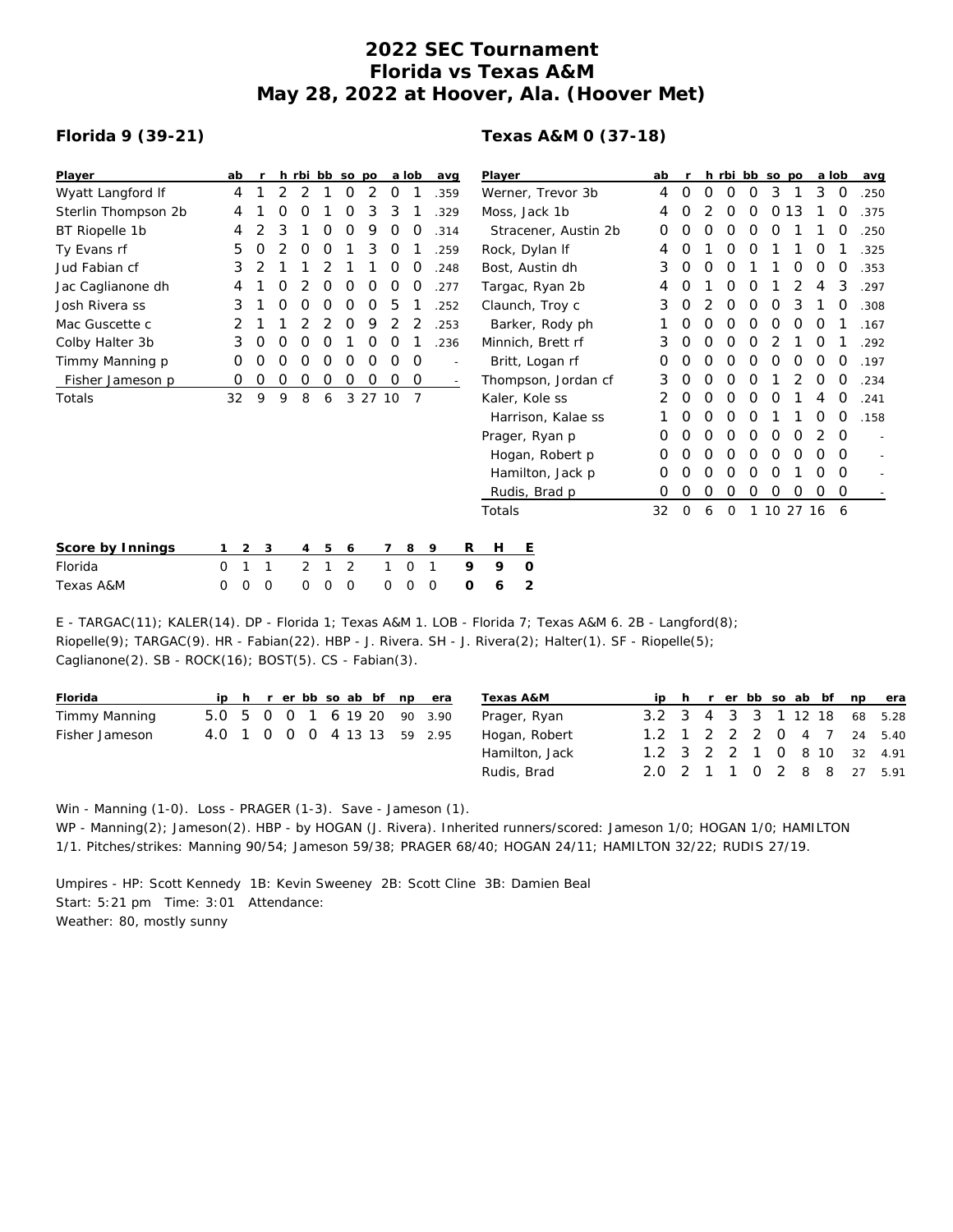# 2022 SEC Tournament
# Florida vs Texas A&M
# May 28, 2022 at Hoover, Ala. (Hoover Met)

## Florida 9 (39-21)

| Player | ab | r | h | rbi | bb | so | po | a | lob | avg |
|---|---|---|---|---|---|---|---|---|---|---|
| Wyatt Langford lf | 4 | 1 | 2 | 2 | 1 | 0 | 2 | 0 | 1 | .359 |
| Sterlin Thompson 2b | 4 | 1 | 0 | 0 | 1 | 0 | 3 | 3 | 1 | .329 |
| BT Riopelle 1b | 4 | 2 | 3 | 1 | 0 | 0 | 9 | 0 | 0 | .314 |
| Ty Evans rf | 5 | 0 | 2 | 0 | 0 | 1 | 3 | 0 | 1 | .259 |
| Jud Fabian cf | 3 | 2 | 1 | 1 | 2 | 1 | 1 | 0 | 0 | .248 |
| Jac Caglianone dh | 4 | 1 | 0 | 2 | 0 | 0 | 0 | 0 | 0 | .277 |
| Josh Rivera ss | 3 | 1 | 0 | 0 | 0 | 0 | 0 | 5 | 1 | .252 |
| Mac Guscette c | 2 | 1 | 1 | 2 | 2 | 0 | 9 | 2 | 2 | .253 |
| Colby Halter 3b | 3 | 0 | 0 | 0 | 0 | 1 | 0 | 0 | 1 | .236 |
| Timmy Manning p | 0 | 0 | 0 | 0 | 0 | 0 | 0 | 0 | 0 | - |
| Fisher Jameson p | 0 | 0 | 0 | 0 | 0 | 0 | 0 | 0 | 0 | - |
| Totals | 32 | 9 | 9 | 8 | 6 | 3 | 27 | 10 | 7 | |

## Texas A&M 0 (37-18)

| Player | ab | r | h | rbi | bb | so | po | a | lob | avg |
|---|---|---|---|---|---|---|---|---|---|---|
| Werner, Trevor 3b | 4 | 0 | 0 | 0 | 0 | 3 | 1 | 3 | 0 | .250 |
| Moss, Jack 1b | 4 | 0 | 2 | 0 | 0 | 0 | 13 | 1 | 0 | .375 |
| Stracener, Austin 2b | 0 | 0 | 0 | 0 | 0 | 0 | 1 | 1 | 0 | .250 |
| Rock, Dylan lf | 4 | 0 | 1 | 0 | 0 | 1 | 1 | 0 | 1 | .325 |
| Bost, Austin dh | 3 | 0 | 0 | 0 | 1 | 1 | 0 | 0 | 0 | .353 |
| Targac, Ryan 2b | 4 | 0 | 1 | 0 | 0 | 1 | 2 | 4 | 3 | .297 |
| Claunch, Troy c | 3 | 0 | 2 | 0 | 0 | 0 | 3 | 1 | 0 | .308 |
| Barker, Rody ph | 1 | 0 | 0 | 0 | 0 | 0 | 0 | 0 | 1 | .167 |
| Minnich, Brett rf | 3 | 0 | 0 | 0 | 0 | 2 | 1 | 0 | 1 | .292 |
| Britt, Logan rf | 0 | 0 | 0 | 0 | 0 | 0 | 0 | 0 | 0 | .197 |
| Thompson, Jordan cf | 3 | 0 | 0 | 0 | 0 | 1 | 2 | 0 | 0 | .234 |
| Kaler, Kole ss | 2 | 0 | 0 | 0 | 0 | 0 | 1 | 4 | 0 | .241 |
| Harrison, Kalae ss | 1 | 0 | 0 | 0 | 0 | 1 | 1 | 0 | 0 | .158 |
| Prager, Ryan p | 0 | 0 | 0 | 0 | 0 | 0 | 0 | 2 | 0 | - |
| Hogan, Robert p | 0 | 0 | 0 | 0 | 0 | 0 | 0 | 0 | 0 | - |
| Hamilton, Jack p | 0 | 0 | 0 | 0 | 0 | 0 | 1 | 0 | 0 | - |
| Rudis, Brad p | 0 | 0 | 0 | 0 | 0 | 0 | 0 | 0 | 0 | - |
| Totals | 32 | 0 | 6 | 0 | 1 | 10 | 27 | 16 | 6 | |

| Score by Innings | 1 | 2 | 3 | 4 | 5 | 6 | 7 | 8 | 9 | R | H | E |
|---|---|---|---|---|---|---|---|---|---|---|---|---|
| Florida | 0 | 1 | 1 | 2 | 1 | 2 | 1 | 0 | 1 | 9 | 9 | 0 |
| Texas A&M | 0 | 0 | 0 | 0 | 0 | 0 | 0 | 0 | 0 | 0 | 6 | 2 |

E - TARGAC(11); KALER(14). DP - Florida 1; Texas A&M 1. LOB - Florida 7; Texas A&M 6. 2B - Langford(8); Riopelle(9); TARGAC(9). HR - Fabian(22). HBP - J. Rivera. SH - J. Rivera(2); Halter(1). SF - Riopelle(5); Caglianone(2). SB - ROCK(16); BOST(5). CS - Fabian(3).

| Florida | ip | h | r | er | bb | so | ab | bf | np | era |
|---|---|---|---|---|---|---|---|---|---|---|
| Timmy Manning | 5.0 | 5 | 0 | 0 | 1 | 6 | 19 | 20 | 90 | 3.90 |
| Fisher Jameson | 4.0 | 1 | 0 | 0 | 0 | 4 | 13 | 13 | 59 | 2.95 |

| Texas A&M | ip | h | r | er | bb | so | ab | bf | np | era |
|---|---|---|---|---|---|---|---|---|---|---|
| Prager, Ryan | 3.2 | 3 | 4 | 3 | 3 | 1 | 12 | 18 | 68 | 5.28 |
| Hogan, Robert | 1.2 | 1 | 2 | 2 | 2 | 0 | 4 | 7 | 24 | 5.40 |
| Hamilton, Jack | 1.2 | 3 | 2 | 2 | 1 | 0 | 8 | 10 | 32 | 4.91 |
| Rudis, Brad | 2.0 | 2 | 1 | 1 | 0 | 2 | 8 | 8 | 27 | 5.91 |

Win - Manning (1-0). Loss - PRAGER (1-3). Save - Jameson (1).
WP - Manning(2); Jameson(2). HBP - by HOGAN (J. Rivera). Inherited runners/scored: Jameson 1/0; HOGAN 1/0; HAMILTON 1/1. Pitches/strikes: Manning 90/54; Jameson 59/38; PRAGER 68/40; HOGAN 24/11; HAMILTON 32/22; RUDIS 27/19.

Umpires - HP: Scott Kennedy 1B: Kevin Sweeney 2B: Scott Cline 3B: Damien Beal
Start: 5:21 pm Time: 3:01 Attendance:
Weather: 80, mostly sunny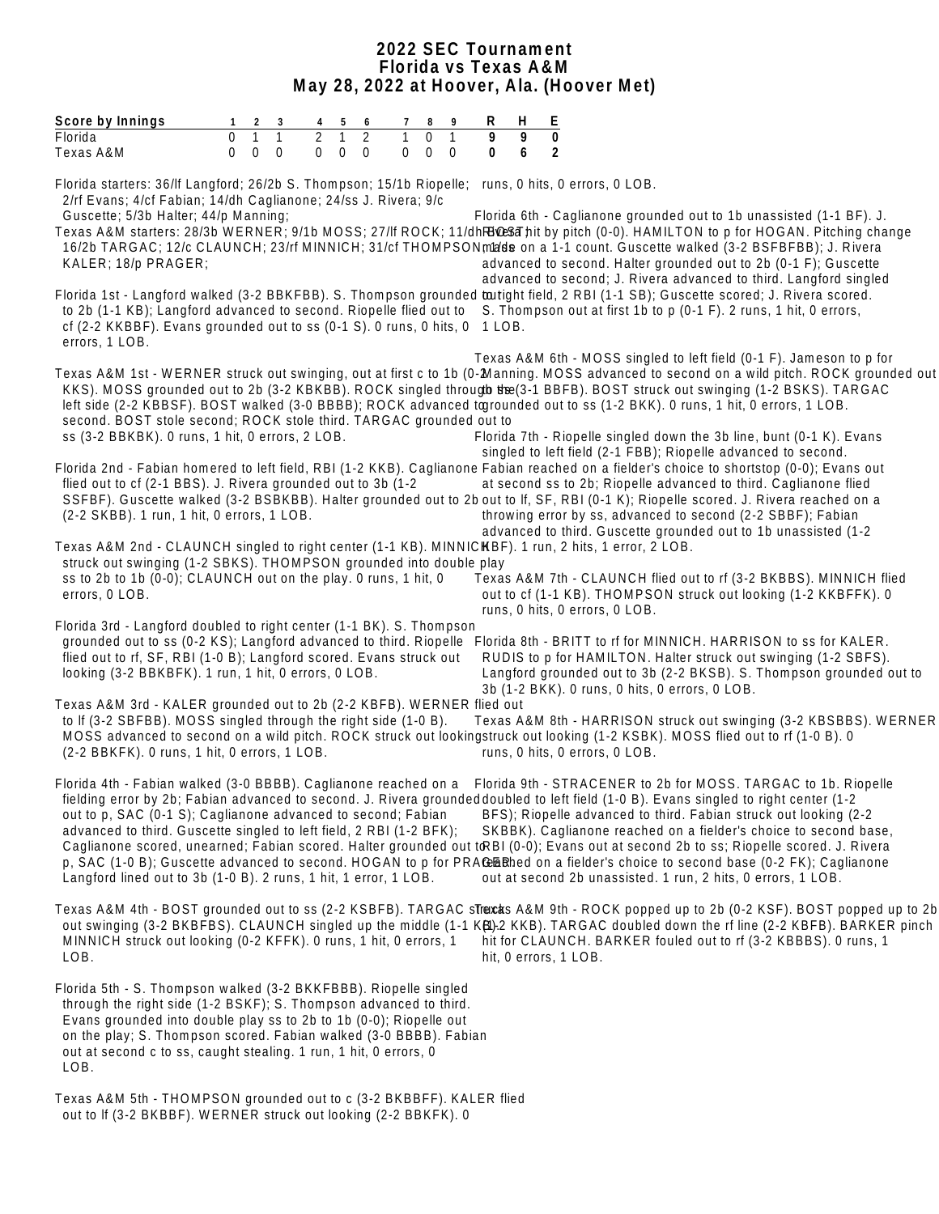# 2022 SEC Tournament
## Florida vs Texas A&M
### May 28, 2022 at Hoover, Ala. (Hoover Met)

| Score by Innings | 1 | 2 | 3 | 4 | 5 | 6 | 7 | 8 | 9 | R | H | E |
|---|---|---|---|---|---|---|---|---|---|---|---|---|
| Florida | 0 | 1 | 1 | 2 | 1 | 2 | 1 | 0 | 1 | **9** | **9** | **0** |
| Texas A&M | 0 | 0 | 0 | 0 | 0 | 0 | 0 | 0 | 0 | **0** | **6** | **2** |

Florida starters: 36/lf Langford; 26/2b S. Thompson; 15/1b Riopelle; 2/rf Evans; 4/cf Fabian; 14/dh Caglianone; 24/ss J. Rivera; 9/c Guscette; 5/3b Halter; 44/p Manning;

Texas A&M starters: 28/3b WERNER; 9/1b MOSS; 27/lf ROCK; 11/dh BOST; 16/2b TARGAC; 12/c CLAUNCH; 23/rf MINNICH; 31/cf THOMPSON; 1/ss KALER; 18/p PRAGER;

Florida 1st - Langford walked (3-2 BBKFBB). S. Thompson grounded out to 2b (1-1 KB); Langford advanced to second. Riopelle flied out to cf (2-2 KKBBF). Evans grounded out to ss (0-1 S). 0 runs, 0 hits, 0 errors, 1 LOB.

Texas A&M 1st - WERNER struck out swinging, out at first c to 1b (0-2 KKS). MOSS grounded out to 2b (3-2 KBKBB). ROCK singled through the left side (2-2 KBBSF). BOST walked (3-0 BBBB); ROCK advanced to second. BOST stole second; ROCK stole third. TARGAC grounded out to ss (3-2 BBKBK). 0 runs, 1 hit, 0 errors, 2 LOB.

Florida 2nd - Fabian homered to left field, RBI (1-2 KKB). Caglianone flied out to cf (2-1 BBS). J. Rivera grounded out to 3b (1-2 SSFBF). Guscette walked (3-2 BSBKBB). Halter grounded out to 2b (2-2 SKBB). 1 run, 1 hit, 0 errors, 1 LOB.

Texas A&M 2nd - CLAUNCH singled to right center (1-1 KB). MINNICH struck out swinging (1-2 SBKS). THOMPSON grounded into double play ss to 2b to 1b (0-0); CLAUNCH out on the play. 0 runs, 1 hit, 0 errors, 0 LOB.

Florida 3rd - Langford doubled to right center (1-1 BK). S. Thompson grounded out to ss (0-2 KS); Langford advanced to third. Riopelle flied out to rf, SF, RBI (1-0 B); Langford scored. Evans struck out looking (3-2 BBKBFK). 1 run, 1 hit, 0 errors, 0 LOB.

Texas A&M 3rd - KALER grounded out to 2b (2-2 KBFB). WERNER flied out to lf (3-2 SBFBB). MOSS singled through the right side (1-0 B). MOSS advanced to second on a wild pitch. ROCK struck out looking (2-2 BBKFK). 0 runs, 1 hit, 0 errors, 1 LOB.

Florida 4th - Fabian walked (3-0 BBBB). Caglianone reached on a fielding error by 2b; Fabian advanced to second. J. Rivera grounded out to p, SAC (0-1 S); Caglianone advanced to second; Fabian advanced to third. Guscette singled to left field, 2 RBI (1-2 BFK); Caglianone scored, unearned; Fabian scored. Halter grounded out to p, SAC (1-0 B); Guscette advanced to second. HOGAN to p for PRAGER. Langford lined out to 3b (1-0 B). 2 runs, 1 hit, 1 error, 1 LOB.

Texas A&M 4th - BOST grounded out to ss (2-2 KSBFB). TARGAC struck out swinging (3-2 BKBFBS). CLAUNCH singled up the middle (1-1 KB). MINNICH struck out looking (0-2 KFFK). 0 runs, 1 hit, 0 errors, 1 LOB.

Florida 5th - S. Thompson walked (3-2 BKKFBBB). Riopelle singled through the right side (1-2 BSKF); S. Thompson advanced to third. Evans grounded into double play ss to 2b to 1b (0-0); Riopelle out on the play; S. Thompson scored. Fabian walked (3-0 BBBB). Fabian out at second c to ss, caught stealing. 1 run, 1 hit, 0 errors, 0 LOB.

Texas A&M 5th - THOMPSON grounded out to c (3-2 BKBBFF). KALER flied out to lf (3-2 BKBBF). WERNER struck out looking (2-2 BBKFK). 0 runs, 0 hits, 0 errors, 0 LOB.

Florida 6th - Caglianone grounded out to 1b unassisted (1-1 BF). J. Rivera hit by pitch (0-0). HAMILTON to p for HOGAN. Pitching change made on a 1-1 count. Guscette walked (3-2 BSFBFBB); J. Rivera advanced to second. Halter grounded out to 2b (0-1 F); Guscette advanced to second; J. Rivera advanced to third. Langford singled to right field, 2 RBI (1-1 SB); Guscette scored; J. Rivera scored. S. Thompson out at first 1b to p (0-1 F). 2 runs, 1 hit, 0 errors, 1 LOB.

Texas A&M 6th - MOSS singled to left field (0-1 F). Jameson to p for Manning. MOSS advanced to second on a wild pitch. ROCK grounded out to ss (3-1 BBFB). BOST struck out swinging (1-2 BSKS). TARGAC grounded out to ss (1-2 BKK). 0 runs, 1 hit, 0 errors, 1 LOB.

Florida 7th - Riopelle singled down the 3b line, bunt (0-1 K). Evans singled to left field (2-1 FBB); Riopelle advanced to second. Fabian reached on a fielder's choice to shortstop (0-0); Evans out at second ss to 2b; Riopelle advanced to third. Caglianone flied out to lf, SF, RBI (0-1 K); Riopelle scored. J. Rivera reached on a throwing error by ss, advanced to second (2-2 SBBF); Fabian advanced to third. Guscette grounded out to 1b unassisted (1-2 KBF). 1 run, 2 hits, 1 error, 2 LOB.

Texas A&M 7th - CLAUNCH flied out to rf (3-2 BKBBS). MINNICH flied out to cf (1-1 KB). THOMPSON struck out looking (1-2 KKBFFK). 0 runs, 0 hits, 0 errors, 0 LOB.

Florida 8th - BRITT to rf for MINNICH. HARRISON to ss for KALER. RUDIS to p for HAMILTON. Halter struck out swinging (1-2 SBFS). Langford grounded out to 3b (2-2 BKSB). S. Thompson grounded out to 3b (1-2 BKK). 0 runs, 0 hits, 0 errors, 0 LOB.

Texas A&M 8th - HARRISON struck out swinging (3-2 KBSBBS). WERNER struck out looking (1-2 KSBK). MOSS flied out to rf (1-0 B). 0 runs, 0 hits, 0 errors, 0 LOB.

Florida 9th - STRACENER to 2b for MOSS. TARGAC to 1b. Riopelle doubled to left field (1-0 B). Evans singled to right center (1-2 BFS); Riopelle advanced to third. Fabian struck out looking (2-2 SKBBK). Caglianone reached on a fielder's choice to second base, RBI (0-0); Evans out at second 2b to ss; Riopelle scored. J. Rivera reached on a fielder's choice to second base (0-2 FK); Caglianone out at second 2b unassisted. 1 run, 2 hits, 0 errors, 1 LOB.

Texas A&M 9th - ROCK popped up to 2b (0-2 KSF). BOST popped up to 2b (1-2 KKB). TARGAC doubled down the rf line (2-2 KBFB). BARKER pinch hit for CLAUNCH. BARKER fouled out to rf (3-2 KBBBS). 0 runs, 1 hit, 0 errors, 1 LOB.